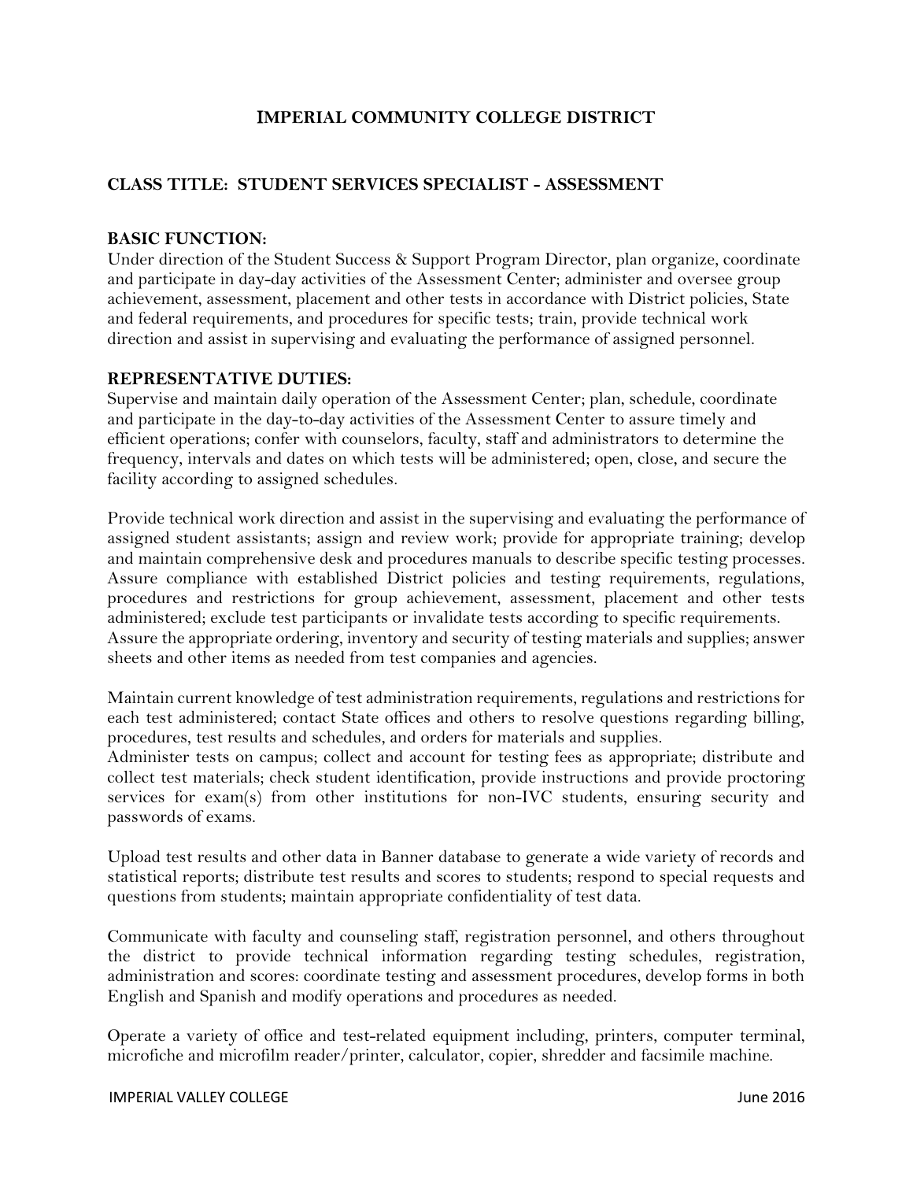# IMPERIAL COMMUNITY COLLEGE DISTRICT

## CLASS TITLE: STUDENT SERVICES SPECIALIST - ASSESSMENT

### BASIC FUNCTION:

Under direction of the Student Success & Support Program Director, plan organize, coordinate and participate in day-day activities of the Assessment Center; administer and oversee group achievement, assessment, placement and other tests in accordance with District policies, State and federal requirements, and procedures for specific tests; train, provide technical work direction and assist in supervising and evaluating the performance of assigned personnel.

### REPRESENTATIVE DUTIES:

Supervise and maintain daily operation of the Assessment Center; plan, schedule, coordinate and participate in the day-to-day activities of the Assessment Center to assure timely and efficient operations; confer with counselors, faculty, staff and administrators to determine the frequency, intervals and dates on which tests will be administered; open, close, and secure the facility according to assigned schedules.

Provide technical work direction and assist in the supervising and evaluating the performance of assigned student assistants; assign and review work; provide for appropriate training; develop and maintain comprehensive desk and procedures manuals to describe specific testing processes. Assure compliance with established District policies and testing requirements, regulations, procedures and restrictions for group achievement, assessment, placement and other tests administered; exclude test participants or invalidate tests according to specific requirements. Assure the appropriate ordering, inventory and security of testing materials and supplies; answer sheets and other items as needed from test companies and agencies.

Maintain current knowledge of test administration requirements, regulations and restrictions for each test administered; contact State offices and others to resolve questions regarding billing, procedures, test results and schedules, and orders for materials and supplies.
Administer tests on campus; collect and account for testing fees as appropriate; distribute and collect test materials; check student identification, provide instructions and provide proctoring services for exam(s) from other institutions for non-IVC students, ensuring security and passwords of exams.

Upload test results and other data in Banner database to generate a wide variety of records and statistical reports; distribute test results and scores to students; respond to special requests and questions from students; maintain appropriate confidentiality of test data.

Communicate with faculty and counseling staff, registration personnel, and others throughout the district to provide technical information regarding testing schedules, registration, administration and scores: coordinate testing and assessment procedures, develop forms in both English and Spanish and modify operations and procedures as needed.

Operate a variety of office and test-related equipment including, printers, computer terminal, microfiche and microfilm reader/printer, calculator, copier, shredder and facsimile machine.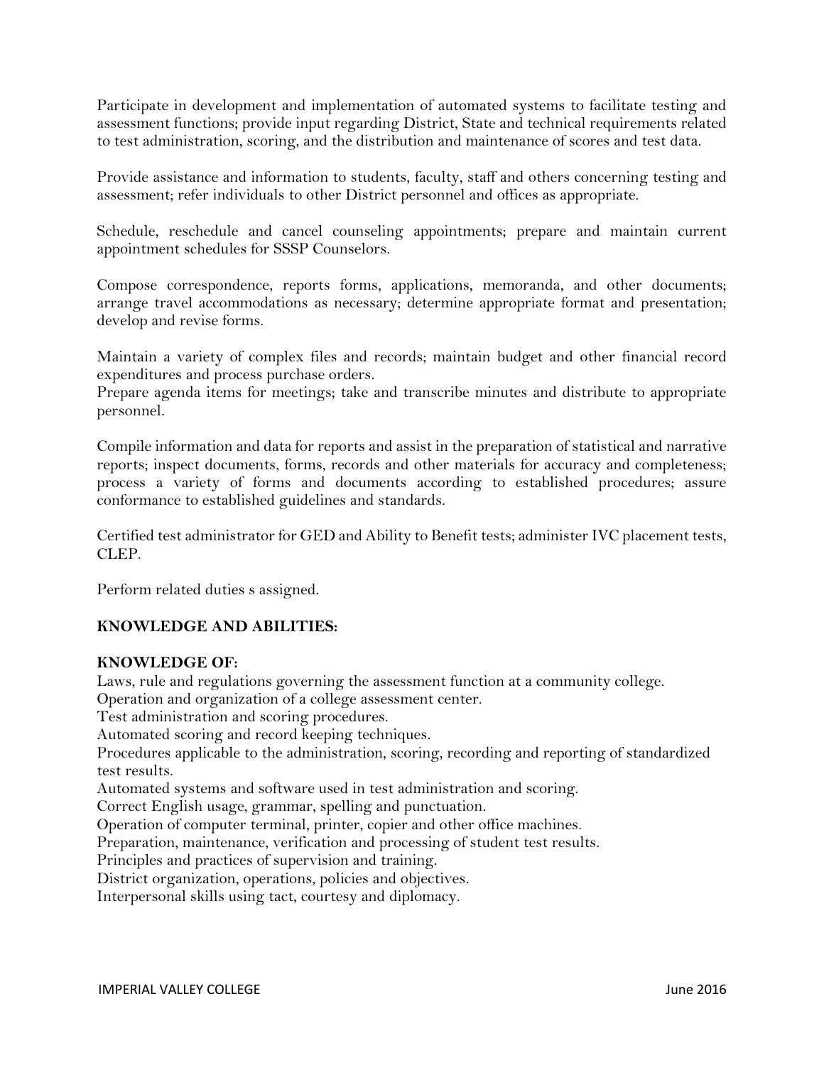Participate in development and implementation of automated systems to facilitate testing and assessment functions; provide input regarding District, State and technical requirements related to test administration, scoring, and the distribution and maintenance of scores and test data.

Provide assistance and information to students, faculty, staff and others concerning testing and assessment; refer individuals to other District personnel and offices as appropriate.

Schedule, reschedule and cancel counseling appointments; prepare and maintain current appointment schedules for SSSP Counselors.

Compose correspondence, reports forms, applications, memoranda, and other documents; arrange travel accommodations as necessary; determine appropriate format and presentation; develop and revise forms.

Maintain a variety of complex files and records; maintain budget and other financial record expenditures and process purchase orders.
Prepare agenda items for meetings; take and transcribe minutes and distribute to appropriate personnel.

Compile information and data for reports and assist in the preparation of statistical and narrative reports; inspect documents, forms, records and other materials for accuracy and completeness; process a variety of forms and documents according to established procedures; assure conformance to established guidelines and standards.

Certified test administrator for GED and Ability to Benefit tests; administer IVC placement tests, CLEP.

Perform related duties s assigned.

**KNOWLEDGE AND ABILITIES:**

**KNOWLEDGE OF:**
Laws, rule and regulations governing the assessment function at a community college.
Operation and organization of a college assessment center.
Test administration and scoring procedures.
Automated scoring and record keeping techniques.
Procedures applicable to the administration, scoring, recording and reporting of standardized test results.
Automated systems and software used in test administration and scoring.
Correct English usage, grammar, spelling and punctuation.
Operation of computer terminal, printer, copier and other office machines.
Preparation, maintenance, verification and processing of student test results.
Principles and practices of supervision and training.
District organization, operations, policies and objectives.
Interpersonal skills using tact, courtesy and diplomacy.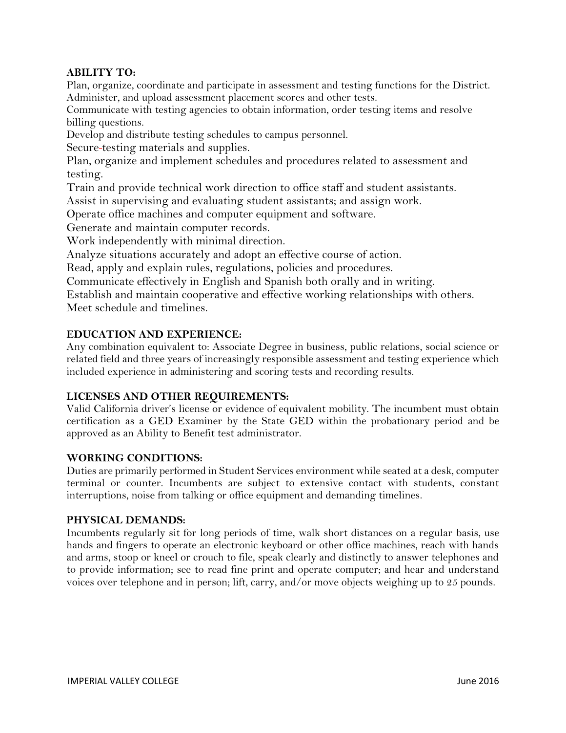**ABILITY TO:**

Plan, organize, coordinate and participate in assessment and testing functions for the District.
Administer, and upload assessment placement scores and other tests.
Communicate with testing agencies to obtain information, order testing items and resolve billing questions.
Develop and distribute testing schedules to campus personnel.
Secure-testing materials and supplies.
Plan, organize and implement schedules and procedures related to assessment and testing.
Train and provide technical work direction to office staff and student assistants.
Assist in supervising and evaluating student assistants; and assign work.
Operate office machines and computer equipment and software.
Generate and maintain computer records.
Work independently with minimal direction.
Analyze situations accurately and adopt an effective course of action.
Read, apply and explain rules, regulations, policies and procedures.
Communicate effectively in English and Spanish both orally and in writing.
Establish and maintain cooperative and effective working relationships with others.
Meet schedule and timelines.

**EDUCATION AND EXPERIENCE:**

Any combination equivalent to: Associate Degree in business, public relations, social science or related field and three years of increasingly responsible assessment and testing experience which included experience in administering and scoring tests and recording results.

**LICENSES AND OTHER REQUIREMENTS:**

Valid California driver's license or evidence of equivalent mobility. The incumbent must obtain certification as a GED Examiner by the State GED within the probationary period and be approved as an Ability to Benefit test administrator.

**WORKING CONDITIONS:**

Duties are primarily performed in Student Services environment while seated at a desk, computer terminal or counter. Incumbents are subject to extensive contact with students, constant interruptions, noise from talking or office equipment and demanding timelines.

**PHYSICAL DEMANDS:**

Incumbents regularly sit for long periods of time, walk short distances on a regular basis, use hands and fingers to operate an electronic keyboard or other office machines, reach with hands and arms, stoop or kneel or crouch to file, speak clearly and distinctly to answer telephones and to provide information; see to read fine print and operate computer; and hear and understand voices over telephone and in person; lift, carry, and/or move objects weighing up to 25 pounds.